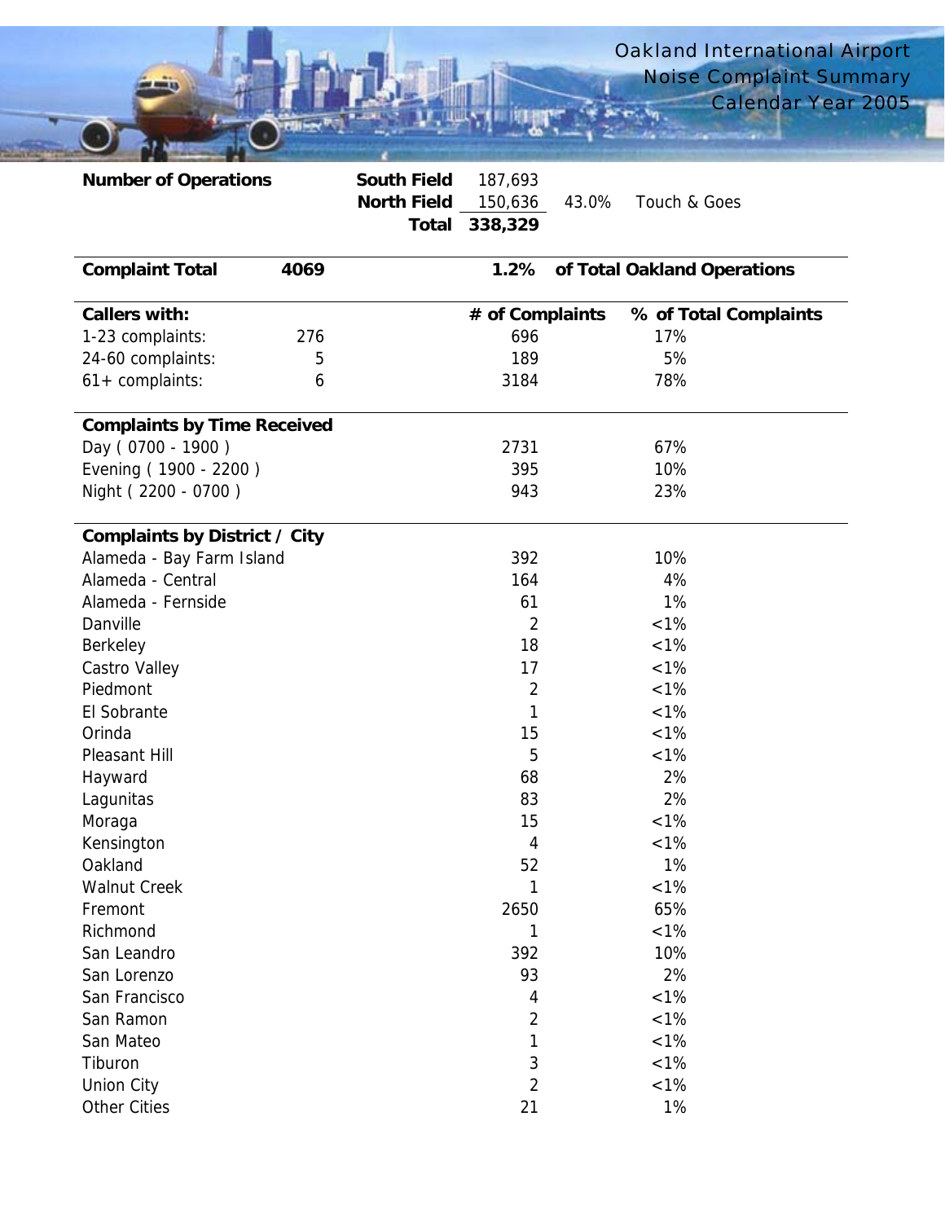# Oakland International Airport
## Noise Complaint Summary
### Calendar Year 2005

| **Number of Operations** | **South Field** | 187,693 | | |
|---|---|---|---|---|
| | **North Field** | 150,636 | 43.0% | Touch & Goes |
| | **Total** | **338,329** | | |

| **Complaint Total** | **4069** | **1.2%** | **of Total Oakland Operations** |
|---|---|---|---|

| **Callers with:** | | **# of Complaints** | **% of Total Complaints** |
|---|---|---|---|
| 1-23 complaints: | 276 | 696 | 17% |
| 24-60 complaints: | 5 | 189 | 5% |
| 61+ complaints: | 6 | 3184 | 78% |

| **Complaints by Time Received** | | |
|---|---|---|
| Day ( 0700 - 1900 ) | 2731 | 67% |
| Evening ( 1900 - 2200 ) | 395 | 10% |
| Night ( 2200 - 0700 ) | 943 | 23% |

| **Complaints by District / City** | | |
|---|---|---|
| Alameda - Bay Farm Island | 392 | 10% |
| Alameda - Central | 164 | 4% |
| Alameda - Fernside | 61 | 1% |
| Danville | 2 | <1% |
| Berkeley | 18 | <1% |
| Castro Valley | 17 | <1% |
| Piedmont | 2 | <1% |
| El Sobrante | 1 | <1% |
| Orinda | 15 | <1% |
| Pleasant Hill | 5 | <1% |
| Hayward | 68 | 2% |
| Lagunitas | 83 | 2% |
| Moraga | 15 | <1% |
| Kensington | 4 | <1% |
| Oakland | 52 | 1% |
| Walnut Creek | 1 | <1% |
| Fremont | 2650 | 65% |
| Richmond | 1 | <1% |
| San Leandro | 392 | 10% |
| San Lorenzo | 93 | 2% |
| San Francisco | 4 | <1% |
| San Ramon | 2 | <1% |
| San Mateo | 1 | <1% |
| Tiburon | 3 | <1% |
| Union City | 2 | <1% |
| Other Cities | 21 | 1% |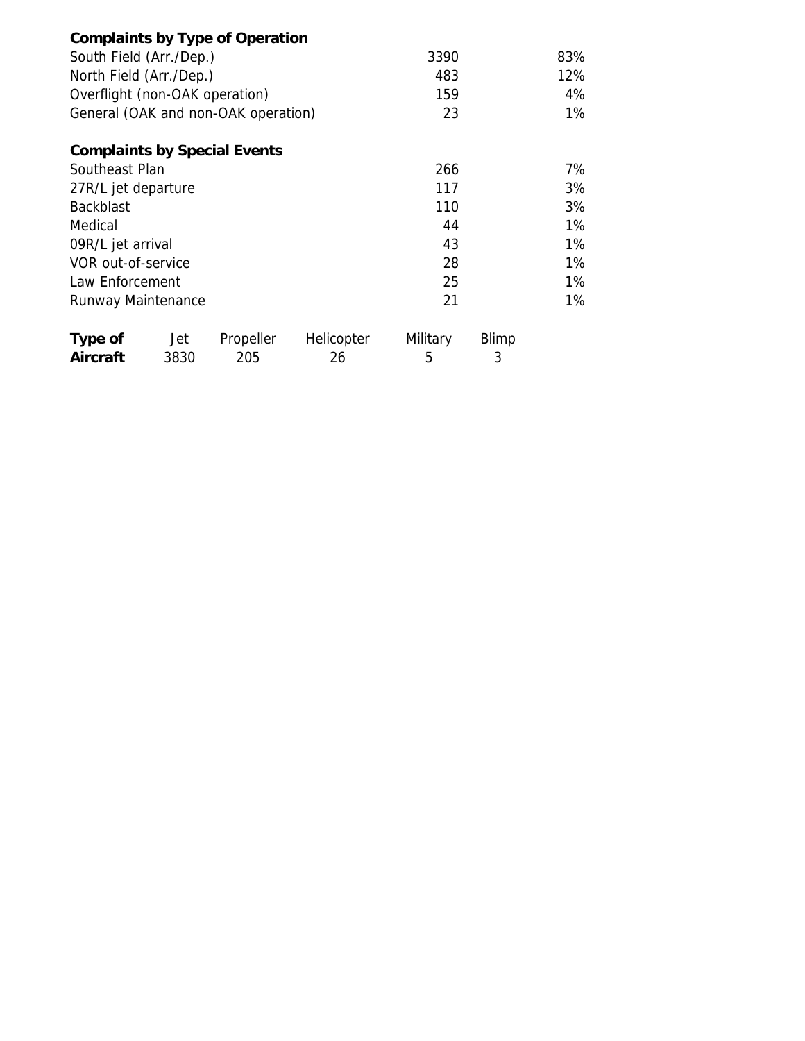| **Complaints by Type of Operation** | | |
|---|---|---|
| South Field (Arr./Dep.) | 3390 | 83% |
| North Field (Arr./Dep.) | 483 | 12% |
| Overflight (non-OAK operation) | 159 | 4% |
| General (OAK and non-OAK operation) | 23 | 1% |

| **Complaints by Special Events** | | |
|---|---|---|
| Southeast Plan | 266 | 7% |
| 27R/L jet departure | 117 | 3% |
| Backblast | 110 | 3% |
| Medical | 44 | 1% |
| 09R/L jet arrival | 43 | 1% |
| VOR out-of-service | 28 | 1% |
| Law Enforcement | 25 | 1% |
| Runway Maintenance | 21 | 1% |

| **Type of Aircraft** | Jet | Propeller | Helicopter | Military | Blimp |
|---|---|---|---|---|---|
| | 3830 | 205 | 26 | 5 | 3 |